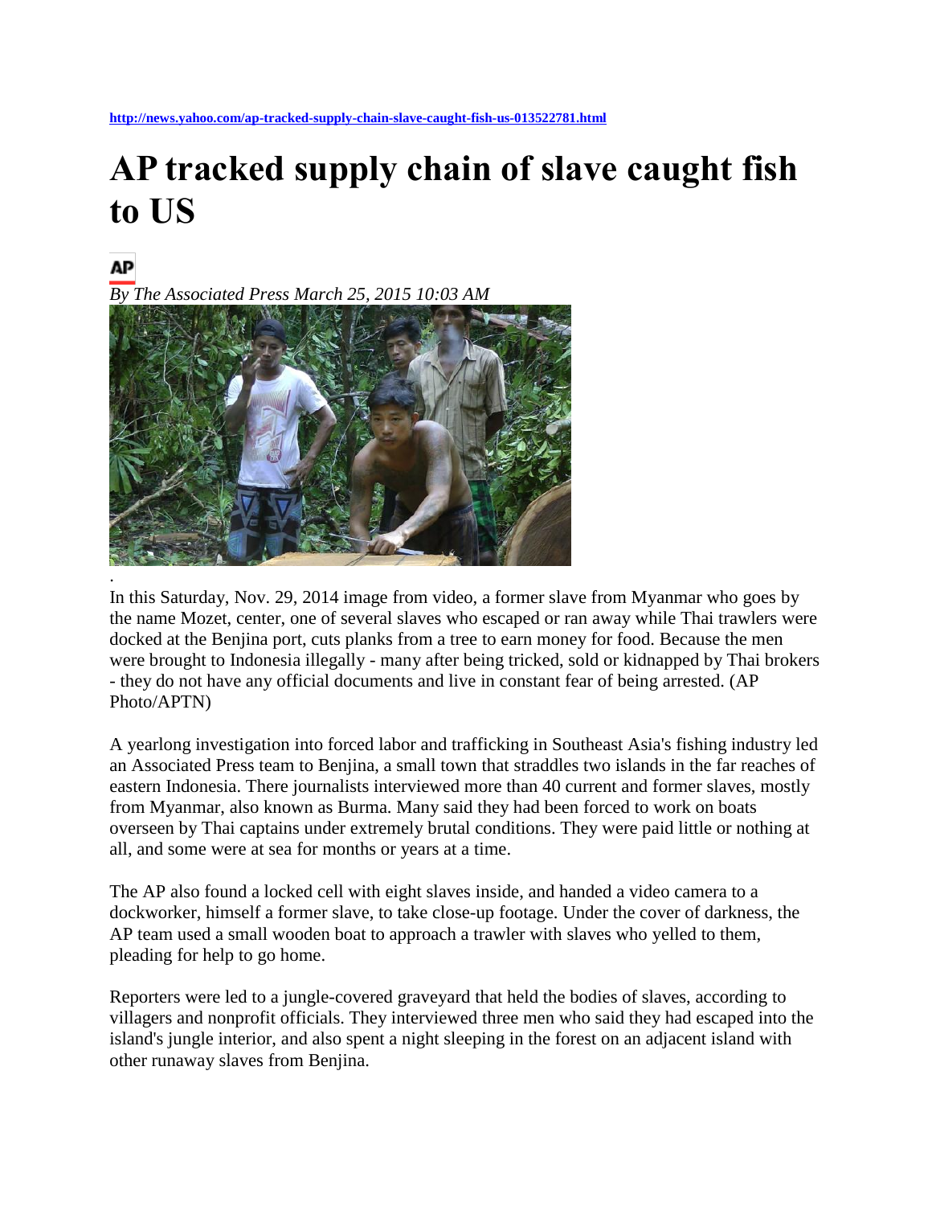http://news.yahoo.com/ap-tracked-supply-chain-slave-caught-fish-us-013522781.html

# AP tracked supply chain of slave caught fish to US

AP

*By The Associated Press March 25, 2015 10:03 AM*

.

In this Saturday, Nov. 29, 2014 image from video, a former slave from Myanmar who goes by the name Mozet, center, one of several slaves who escaped or ran away while Thai trawlers were docked at the Benjina port, cuts planks from a tree to earn money for food. Because the men were brought to Indonesia illegally - many after being tricked, sold or kidnapped by Thai brokers - they do not have any official documents and live in constant fear of being arrested. (AP Photo/APTN)

A yearlong investigation into forced labor and trafficking in Southeast Asia's fishing industry led an Associated Press team to Benjina, a small town that straddles two islands in the far reaches of eastern Indonesia. There journalists interviewed more than 40 current and former slaves, mostly from Myanmar, also known as Burma. Many said they had been forced to work on boats overseen by Thai captains under extremely brutal conditions. They were paid little or nothing at all, and some were at sea for months or years at a time.

The AP also found a locked cell with eight slaves inside, and handed a video camera to a dockworker, himself a former slave, to take close-up footage. Under the cover of darkness, the AP team used a small wooden boat to approach a trawler with slaves who yelled to them, pleading for help to go home.

Reporters were led to a jungle-covered graveyard that held the bodies of slaves, according to villagers and nonprofit officials. They interviewed three men who said they had escaped into the island's jungle interior, and also spent a night sleeping in the forest on an adjacent island with other runaway slaves from Benjina.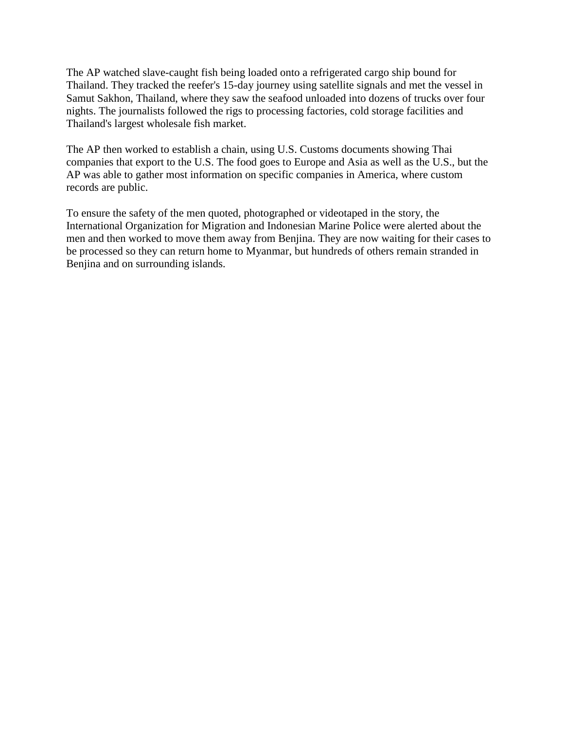The AP watched slave-caught fish being loaded onto a refrigerated cargo ship bound for Thailand. They tracked the reefer's 15-day journey using satellite signals and met the vessel in Samut Sakhon, Thailand, where they saw the seafood unloaded into dozens of trucks over four nights. The journalists followed the rigs to processing factories, cold storage facilities and Thailand's largest wholesale fish market.

The AP then worked to establish a chain, using U.S. Customs documents showing Thai companies that export to the U.S. The food goes to Europe and Asia as well as the U.S., but the AP was able to gather most information on specific companies in America, where custom records are public.

To ensure the safety of the men quoted, photographed or videotaped in the story, the International Organization for Migration and Indonesian Marine Police were alerted about the men and then worked to move them away from Benjina. They are now waiting for their cases to be processed so they can return home to Myanmar, but hundreds of others remain stranded in Benjina and on surrounding islands.